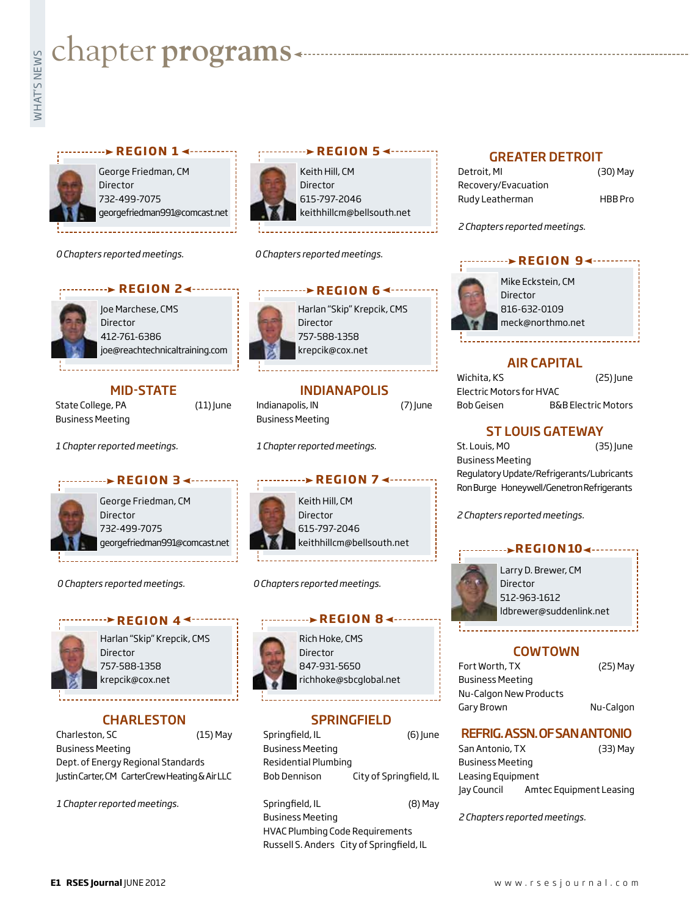# chapter programs

## REGION 1

George Friedman, CM
Director
732-499-7075
georgefriedman991@comcast.net

*0 Chapters reported meetings.*

## REGION 2

Joe Marchese, CMS
Director
412-761-6386
joe@reachtechnicaltraining.com

### MID-STATE

State College, PA (11) June
Business Meeting

*1 Chapter reported meetings.*

## REGION 3

George Friedman, CM
Director
732-499-7075
georgefriedman991@comcast.net

*0 Chapters reported meetings.*

## REGION 4

Harlan "Skip" Krepcik, CMS
Director
757-588-1358
krepcik@cox.net

### CHARLESTON

Charleston, SC (15) May
Business Meeting
Dept. of Energy Regional Standards
Justin Carter, CM CarterCrew Heating & Air LLC

*1 Chapter reported meetings.*

## REGION 5

Keith Hill, CM
Director
615-797-2046
keithhillcm@bellsouth.net

*0 Chapters reported meetings.*

## REGION 6

Harlan "Skip" Krepcik, CMS
Director
757-588-1358
krepcik@cox.net

### INDIANAPOLIS

Indianapolis, IN (7) June
Business Meeting

*1 Chapter reported meetings.*

## REGION 7

Keith Hill, CM
Director
615-797-2046
keithhillcm@bellsouth.net

*0 Chapters reported meetings.*

## REGION 8

Rich Hoke, CMS
Director
847-931-5650
richhoke@sbcglobal.net

### SPRINGFIELD

Springfield, IL (6) June
Business Meeting
Residential Plumbing
Bob Dennison City of Springfield, IL

Springfield, IL (8) May
Business Meeting
HVAC Plumbing Code Requirements
Russell S. Anders City of Springfield, IL

### GREATER DETROIT

Detroit, MI (30) May
Recovery/Evacuation
Rudy Leatherman HBB Pro

*2 Chapters reported meetings.*

## REGION 9

Mike Eckstein, CM
Director
816-632-0109
meck@northmo.net

### AIR CAPITAL

Wichita, KS (25) June
Electric Motors for HVAC
Bob Geisen B&B Electric Motors

### ST LOUIS GATEWAY

St. Louis, MO (35) June
Business Meeting
Regulatory Update/Refrigerants/Lubricants
Ron Burge Honeywell/Genetron Refrigerants

*2 Chapters reported meetings.*

## REGION 10

Larry D. Brewer, CM
Director
512-963-1612
ldbrewer@suddenlink.net

### COWTOWN

Fort Worth, TX (25) May
Business Meeting
Nu-Calgon New Products
Gary Brown Nu-Calgon

### REFRIG. ASSN. OF SAN ANTONIO

San Antonio, TX (33) May
Business Meeting
Leasing Equipment
Jay Council Amtec Equipment Leasing

*2 Chapters reported meetings.*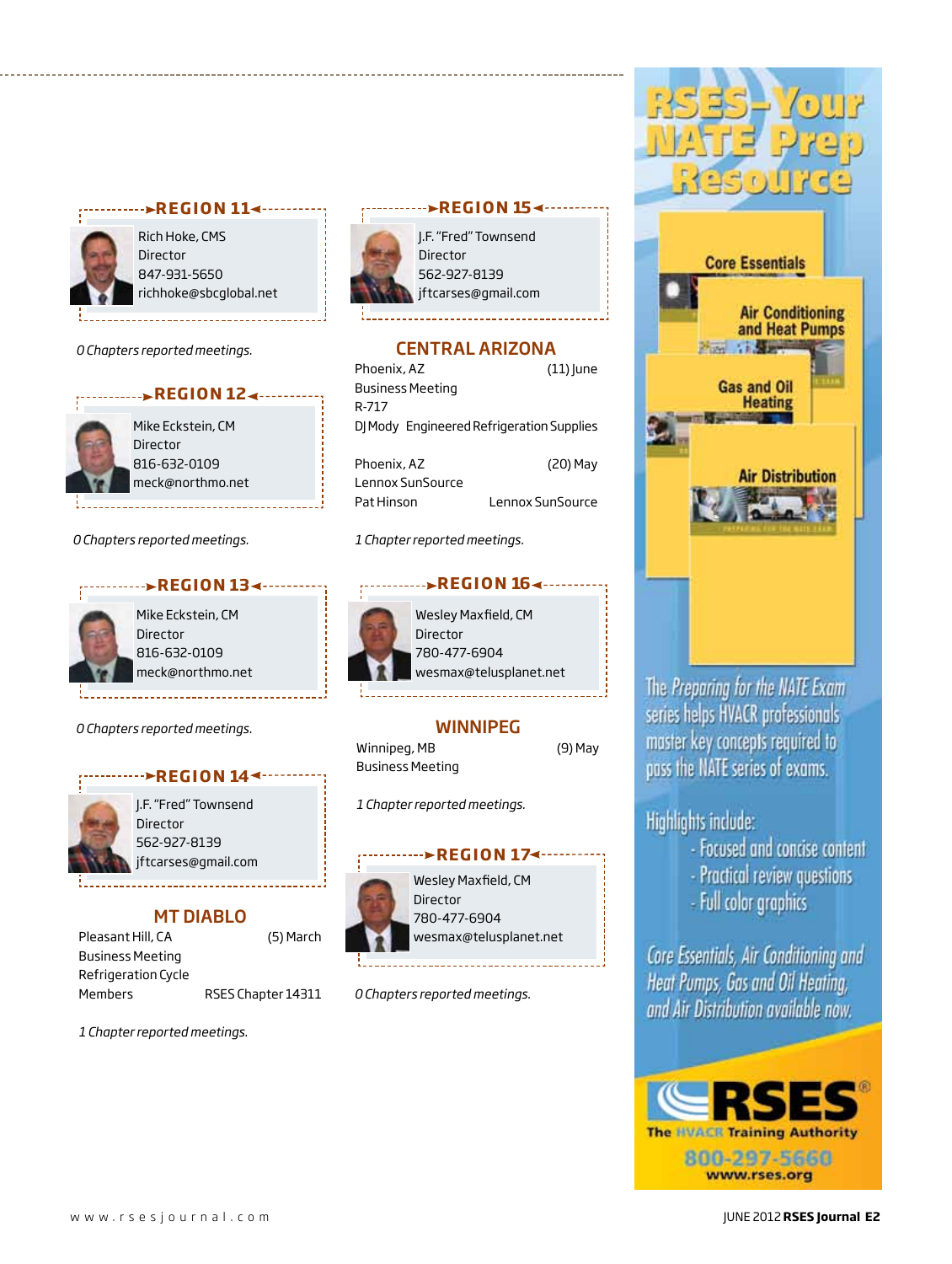## REGION 11

Rich Hoke, CMS
Director
847-931-5650
richhoke@sbcglobal.net

*0 Chapters reported meetings.*

## REGION 12

Mike Eckstein, CM
Director
816-632-0109
meck@northmo.net

*0 Chapters reported meetings.*

## REGION 13

Mike Eckstein, CM
Director
816-632-0109
meck@northmo.net

*0 Chapters reported meetings.*

## REGION 14

J.F. "Fred" Townsend
Director
562-927-8139
jftcarses@gmail.com

### MT DIABLO

Pleasant Hill, CA (5) March
Business Meeting
Refrigeration Cycle
Members RSES Chapter 14311

*1 Chapter reported meetings.*

## REGION 15

J.F. "Fred" Townsend
Director
562-927-8139
jftcarses@gmail.com

### CENTRAL ARIZONA

Phoenix, AZ (11) June
Business Meeting
R-717
DJ Mody Engineered Refrigeration Supplies

Phoenix, AZ (20) May
Lennox SunSource
Pat Hinson Lennox SunSource

*1 Chapter reported meetings.*

## REGION 16

Wesley Maxfield, CM
Director
780-477-6904
wesmax@telusplanet.net

### WINNIPEG

Winnipeg, MB (9) May
Business Meeting

*1 Chapter reported meetings.*

## REGION 17

Wesley Maxfield, CM
Director
780-477-6904
wesmax@telusplanet.net

*0 Chapters reported meetings.*

RSES–Your NATE Prep Resource

Core Essentials
Air Conditioning and Heat Pumps
Gas and Oil Heating
Air Distribution

The Preparing for the NATE Exam series helps HVACR professionals master key concepts required to pass the NATE series of exams.

Highlights include:
- Focused and concise content
- Practical review questions
- Full color graphics

Core Essentials, Air Conditioning and Heat Pumps, Gas and Oil Heating, and Air Distribution available now.

RSES
The HVACR Training Authority
800-297-5660
www.rses.org